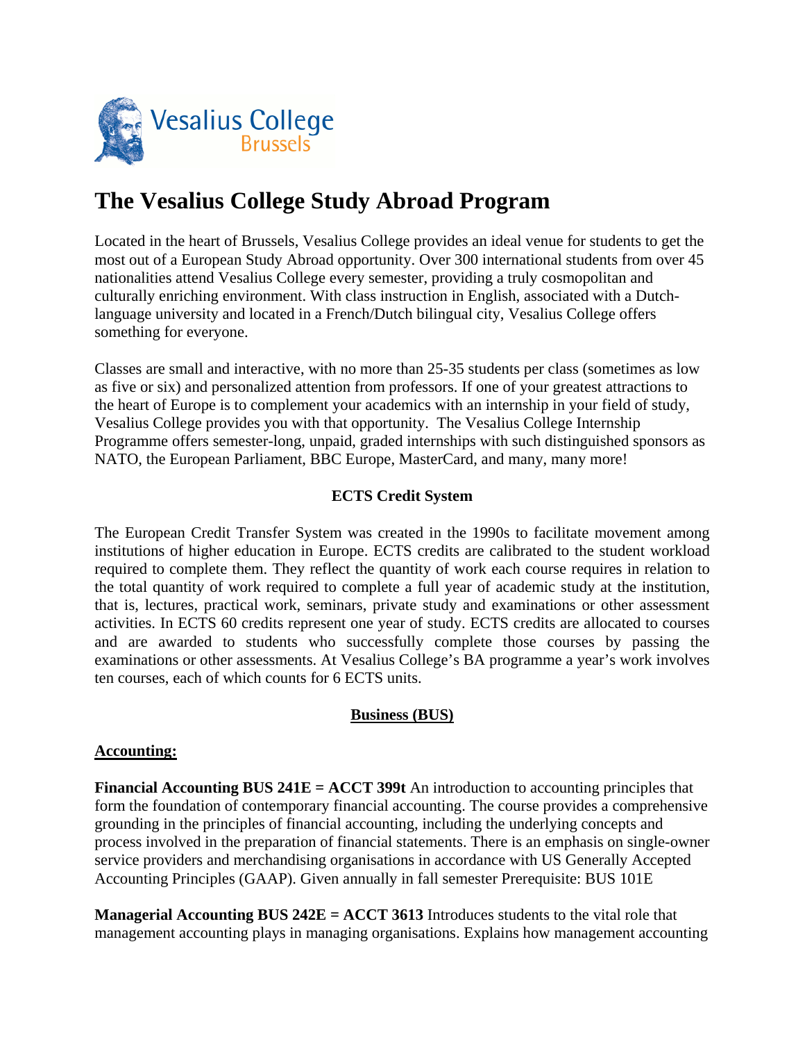Vesalius College Brussels

# The Vesalius College Study Abroad Program

Located in the heart of Brussels, Vesalius College provides an ideal venue for students to get the most out of a European Study Abroad opportunity. Over 300 international students from over 45 nationalities attend Vesalius College every semester, providing a truly cosmopolitan and culturally enriching environment. With class instruction in English, associated with a Dutch-language university and located in a French/Dutch bilingual city, Vesalius College offers something for everyone.

Classes are small and interactive, with no more than 25-35 students per class (sometimes as low as five or six) and personalized attention from professors. If one of your greatest attractions to the heart of Europe is to complement your academics with an internship in your field of study, Vesalius College provides you with that opportunity. The Vesalius College Internship Programme offers semester-long, unpaid, graded internships with such distinguished sponsors as NATO, the European Parliament, BBC Europe, MasterCard, and many, many more!

## ECTS Credit System

The European Credit Transfer System was created in the 1990s to facilitate movement among institutions of higher education in Europe. ECTS credits are calibrated to the student workload required to complete them. They reflect the quantity of work each course requires in relation to the total quantity of work required to complete a full year of academic study at the institution, that is, lectures, practical work, seminars, private study and examinations or other assessment activities. In ECTS 60 credits represent one year of study. ECTS credits are allocated to courses and are awarded to students who successfully complete those courses by passing the examinations or other assessments. At Vesalius College's BA programme a year's work involves ten courses, each of which counts for 6 ECTS units.

## Business (BUS)

### Accounting:

**Financial Accounting BUS 241E = ACCT 399t** An introduction to accounting principles that form the foundation of contemporary financial accounting. The course provides a comprehensive grounding in the principles of financial accounting, including the underlying concepts and process involved in the preparation of financial statements. There is an emphasis on single-owner service providers and merchandising organisations in accordance with US Generally Accepted Accounting Principles (GAAP). Given annually in fall semester Prerequisite: BUS 101E

**Managerial Accounting BUS 242E = ACCT 3613** Introduces students to the vital role that management accounting plays in managing organisations. Explains how management accounting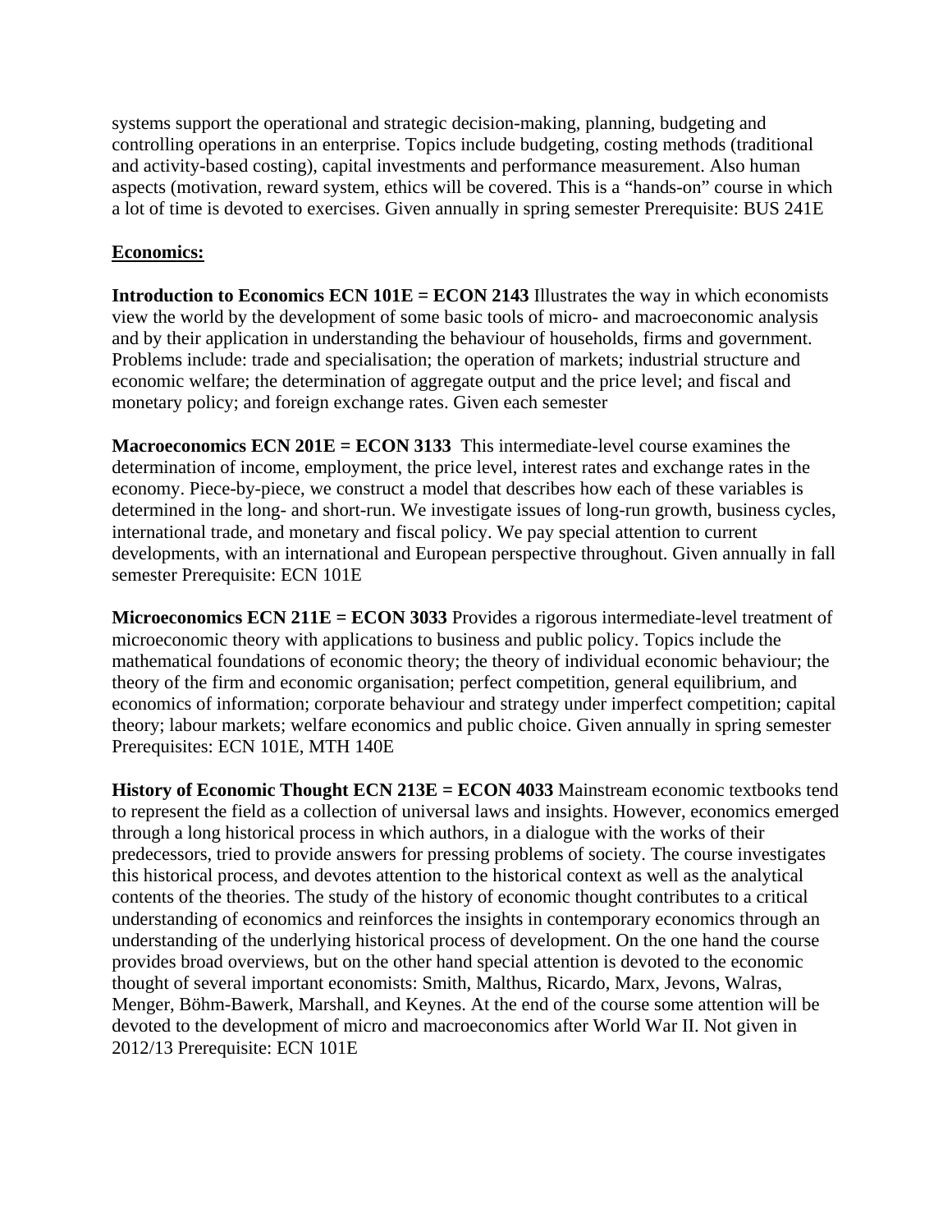systems support the operational and strategic decision-making, planning, budgeting and controlling operations in an enterprise. Topics include budgeting, costing methods (traditional and activity-based costing), capital investments and performance measurement. Also human aspects (motivation, reward system, ethics will be covered. This is a “hands-on” course in which a lot of time is devoted to exercises. Given annually in spring semester Prerequisite: BUS 241E

## Economics:

**Introduction to Economics ECN 101E = ECON 2143** Illustrates the way in which economists view the world by the development of some basic tools of micro- and macroeconomic analysis and by their application in understanding the behaviour of households, firms and government. Problems include: trade and specialisation; the operation of markets; industrial structure and economic welfare; the determination of aggregate output and the price level; and fiscal and monetary policy; and foreign exchange rates. Given each semester

**Macroeconomics ECN 201E = ECON 3133** This intermediate-level course examines the determination of income, employment, the price level, interest rates and exchange rates in the economy. Piece-by-piece, we construct a model that describes how each of these variables is determined in the long- and short-run. We investigate issues of long-run growth, business cycles, international trade, and monetary and fiscal policy. We pay special attention to current developments, with an international and European perspective throughout. Given annually in fall semester Prerequisite: ECN 101E

**Microeconomics ECN 211E = ECON 3033** Provides a rigorous intermediate-level treatment of microeconomic theory with applications to business and public policy. Topics include the mathematical foundations of economic theory; the theory of individual economic behaviour; the theory of the firm and economic organisation; perfect competition, general equilibrium, and economics of information; corporate behaviour and strategy under imperfect competition; capital theory; labour markets; welfare economics and public choice. Given annually in spring semester Prerequisites: ECN 101E, MTH 140E

**History of Economic Thought ECN 213E = ECON 4033** Mainstream economic textbooks tend to represent the field as a collection of universal laws and insights. However, economics emerged through a long historical process in which authors, in a dialogue with the works of their predecessors, tried to provide answers for pressing problems of society. The course investigates this historical process, and devotes attention to the historical context as well as the analytical contents of the theories. The study of the history of economic thought contributes to a critical understanding of economics and reinforces the insights in contemporary economics through an understanding of the underlying historical process of development. On the one hand the course provides broad overviews, but on the other hand special attention is devoted to the economic thought of several important economists: Smith, Malthus, Ricardo, Marx, Jevons, Walras, Menger, Böhm-Bawerk, Marshall, and Keynes. At the end of the course some attention will be devoted to the development of micro and macroeconomics after World War II. Not given in 2012/13 Prerequisite: ECN 101E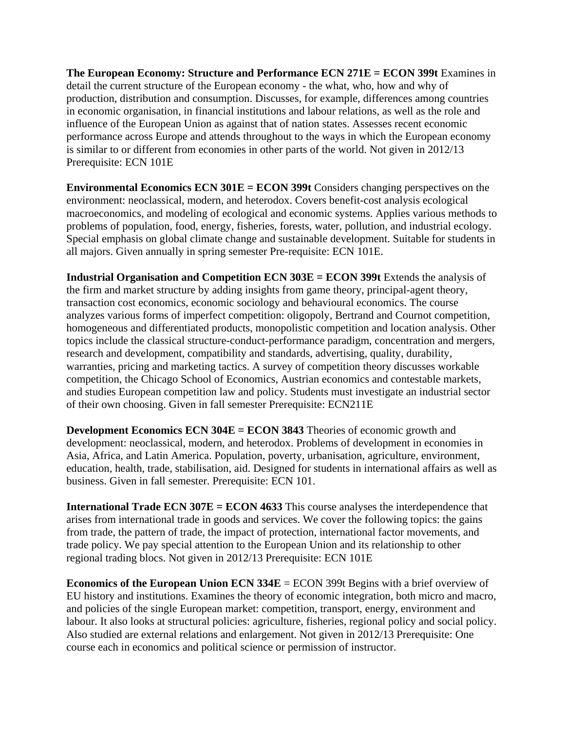**The European Economy: Structure and Performance ECN 271E = ECON 399t** Examines in detail the current structure of the European economy - the what, who, how and why of production, distribution and consumption. Discusses, for example, differences among countries in economic organisation, in financial institutions and labour relations, as well as the role and influence of the European Union as against that of nation states. Assesses recent economic performance across Europe and attends throughout to the ways in which the European economy is similar to or different from economies in other parts of the world. Not given in 2012/13 Prerequisite: ECN 101E

**Environmental Economics ECN 301E = ECON 399t** Considers changing perspectives on the environment: neoclassical, modern, and heterodox. Covers benefit-cost analysis ecological macroeconomics, and modeling of ecological and economic systems. Applies various methods to problems of population, food, energy, fisheries, forests, water, pollution, and industrial ecology. Special emphasis on global climate change and sustainable development. Suitable for students in all majors. Given annually in spring semester Pre-requisite: ECN 101E.

**Industrial Organisation and Competition ECN 303E = ECON 399t** Extends the analysis of the firm and market structure by adding insights from game theory, principal-agent theory, transaction cost economics, economic sociology and behavioural economics. The course analyzes various forms of imperfect competition: oligopoly, Bertrand and Cournot competition, homogeneous and differentiated products, monopolistic competition and location analysis. Other topics include the classical structure-conduct-performance paradigm, concentration and mergers, research and development, compatibility and standards, advertising, quality, durability, warranties, pricing and marketing tactics. A survey of competition theory discusses workable competition, the Chicago School of Economics, Austrian economics and contestable markets, and studies European competition law and policy. Students must investigate an industrial sector of their own choosing. Given in fall semester Prerequisite: ECN211E

**Development Economics ECN 304E = ECON 3843** Theories of economic growth and development: neoclassical, modern, and heterodox. Problems of development in economies in Asia, Africa, and Latin America. Population, poverty, urbanisation, agriculture, environment, education, health, trade, stabilisation, aid. Designed for students in international affairs as well as business. Given in fall semester. Prerequisite: ECN 101.

**International Trade ECN 307E = ECON 4633** This course analyses the interdependence that arises from international trade in goods and services. We cover the following topics: the gains from trade, the pattern of trade, the impact of protection, international factor movements, and trade policy. We pay special attention to the European Union and its relationship to other regional trading blocs. Not given in 2012/13 Prerequisite: ECN 101E

**Economics of the European Union ECN 334E** = ECON 399t Begins with a brief overview of EU history and institutions. Examines the theory of economic integration, both micro and macro, and policies of the single European market: competition, transport, energy, environment and labour. It also looks at structural policies: agriculture, fisheries, regional policy and social policy. Also studied are external relations and enlargement. Not given in 2012/13 Prerequisite: One course each in economics and political science or permission of instructor.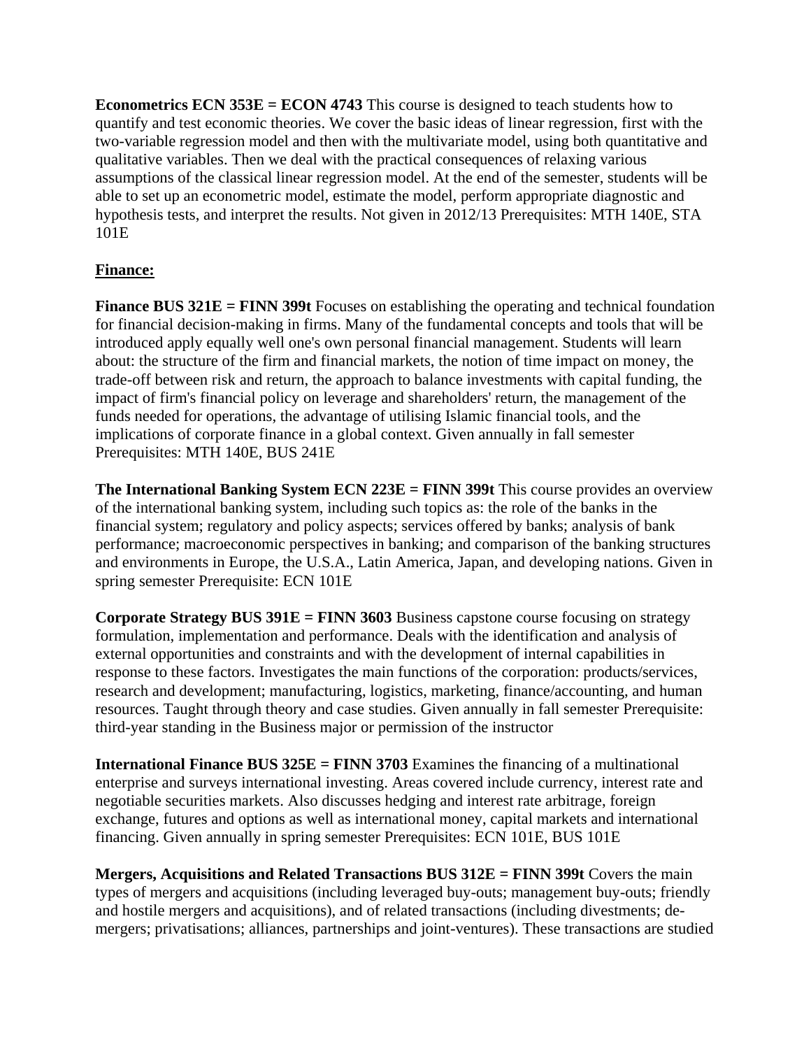**Econometrics ECN 353E = ECON 4743** This course is designed to teach students how to quantify and test economic theories. We cover the basic ideas of linear regression, first with the two-variable regression model and then with the multivariate model, using both quantitative and qualitative variables. Then we deal with the practical consequences of relaxing various assumptions of the classical linear regression model. At the end of the semester, students will be able to set up an econometric model, estimate the model, perform appropriate diagnostic and hypothesis tests, and interpret the results. Not given in 2012/13 Prerequisites: MTH 140E, STA 101E

**<u>Finance:</u>**

**Finance BUS 321E = FINN 399t** Focuses on establishing the operating and technical foundation for financial decision-making in firms. Many of the fundamental concepts and tools that will be introduced apply equally well one's own personal financial management. Students will learn about: the structure of the firm and financial markets, the notion of time impact on money, the trade-off between risk and return, the approach to balance investments with capital funding, the impact of firm's financial policy on leverage and shareholders' return, the management of the funds needed for operations, the advantage of utilising Islamic financial tools, and the implications of corporate finance in a global context. Given annually in fall semester Prerequisites: MTH 140E, BUS 241E

**The International Banking System ECN 223E = FINN 399t** This course provides an overview of the international banking system, including such topics as: the role of the banks in the financial system; regulatory and policy aspects; services offered by banks; analysis of bank performance; macroeconomic perspectives in banking; and comparison of the banking structures and environments in Europe, the U.S.A., Latin America, Japan, and developing nations. Given in spring semester Prerequisite: ECN 101E

**Corporate Strategy BUS 391E = FINN 3603** Business capstone course focusing on strategy formulation, implementation and performance. Deals with the identification and analysis of external opportunities and constraints and with the development of internal capabilities in response to these factors. Investigates the main functions of the corporation: products/services, research and development; manufacturing, logistics, marketing, finance/accounting, and human resources. Taught through theory and case studies. Given annually in fall semester Prerequisite: third-year standing in the Business major or permission of the instructor

**International Finance BUS 325E = FINN 3703** Examines the financing of a multinational enterprise and surveys international investing. Areas covered include currency, interest rate and negotiable securities markets. Also discusses hedging and interest rate arbitrage, foreign exchange, futures and options as well as international money, capital markets and international financing. Given annually in spring semester Prerequisites: ECN 101E, BUS 101E

**Mergers, Acquisitions and Related Transactions BUS 312E = FINN 399t** Covers the main types of mergers and acquisitions (including leveraged buy-outs; management buy-outs; friendly and hostile mergers and acquisitions), and of related transactions (including divestments; de-mergers; privatisations; alliances, partnerships and joint-ventures). These transactions are studied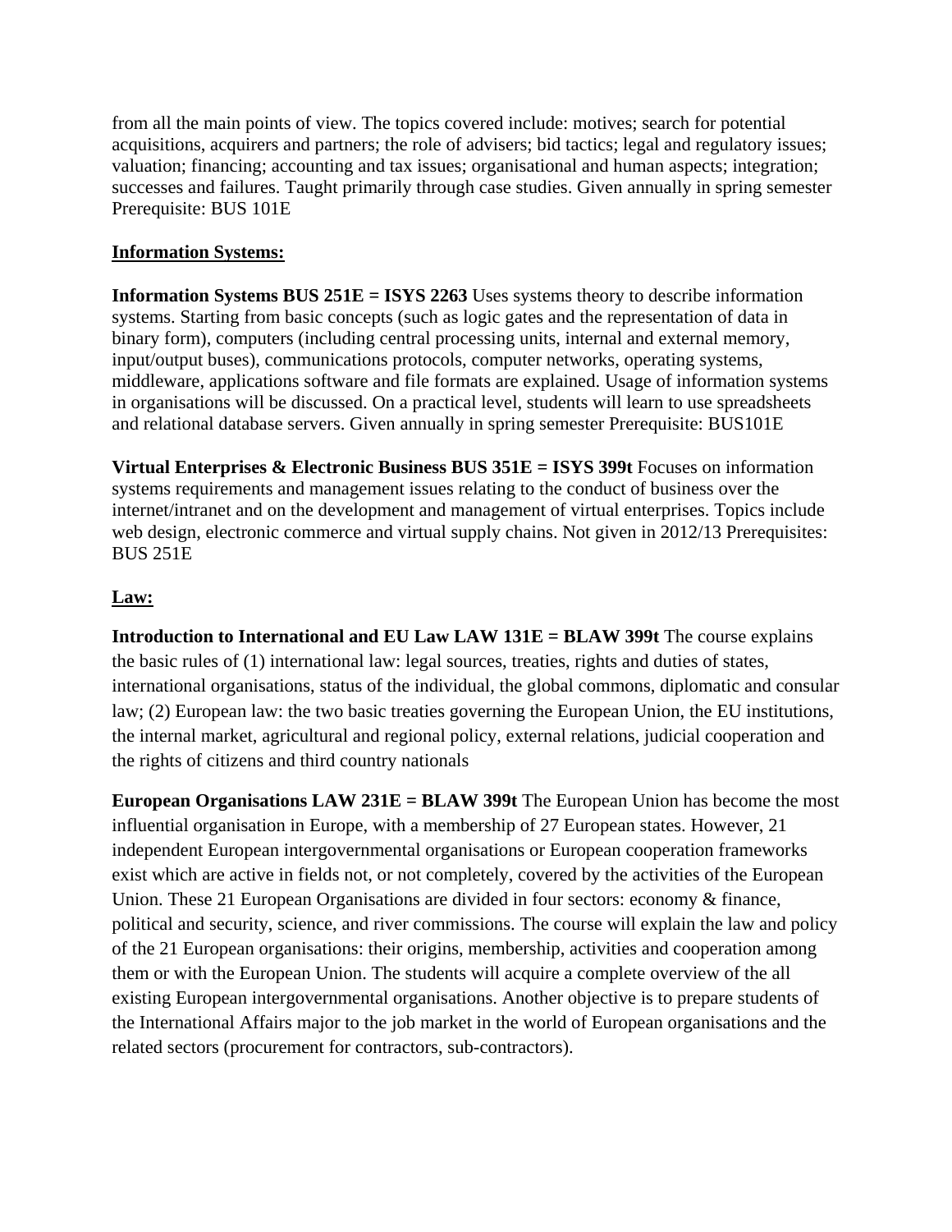from all the main points of view. The topics covered include: motives; search for potential acquisitions, acquirers and partners; the role of advisers; bid tactics; legal and regulatory issues; valuation; financing; accounting and tax issues; organisational and human aspects; integration; successes and failures. Taught primarily through case studies. Given annually in spring semester Prerequisite: BUS 101E

**Information Systems:**

**Information Systems BUS 251E = ISYS 2263** Uses systems theory to describe information systems. Starting from basic concepts (such as logic gates and the representation of data in binary form), computers (including central processing units, internal and external memory, input/output buses), communications protocols, computer networks, operating systems, middleware, applications software and file formats are explained. Usage of information systems in organisations will be discussed. On a practical level, students will learn to use spreadsheets and relational database servers. Given annually in spring semester Prerequisite: BUS101E

**Virtual Enterprises & Electronic Business BUS 351E = ISYS 399t** Focuses on information systems requirements and management issues relating to the conduct of business over the internet/intranet and on the development and management of virtual enterprises. Topics include web design, electronic commerce and virtual supply chains. Not given in 2012/13 Prerequisites: BUS 251E

**Law:**

**Introduction to International and EU Law LAW 131E = BLAW 399t** The course explains the basic rules of (1) international law: legal sources, treaties, rights and duties of states, international organisations, status of the individual, the global commons, diplomatic and consular law; (2) European law: the two basic treaties governing the European Union, the EU institutions, the internal market, agricultural and regional policy, external relations, judicial cooperation and the rights of citizens and third country nationals

**European Organisations LAW 231E = BLAW 399t** The European Union has become the most influential organisation in Europe, with a membership of 27 European states. However, 21 independent European intergovernmental organisations or European cooperation frameworks exist which are active in fields not, or not completely, covered by the activities of the European Union. These 21 European Organisations are divided in four sectors: economy & finance, political and security, science, and river commissions. The course will explain the law and policy of the 21 European organisations: their origins, membership, activities and cooperation among them or with the European Union. The students will acquire a complete overview of the all existing European intergovernmental organisations. Another objective is to prepare students of the International Affairs major to the job market in the world of European organisations and the related sectors (procurement for contractors, sub-contractors).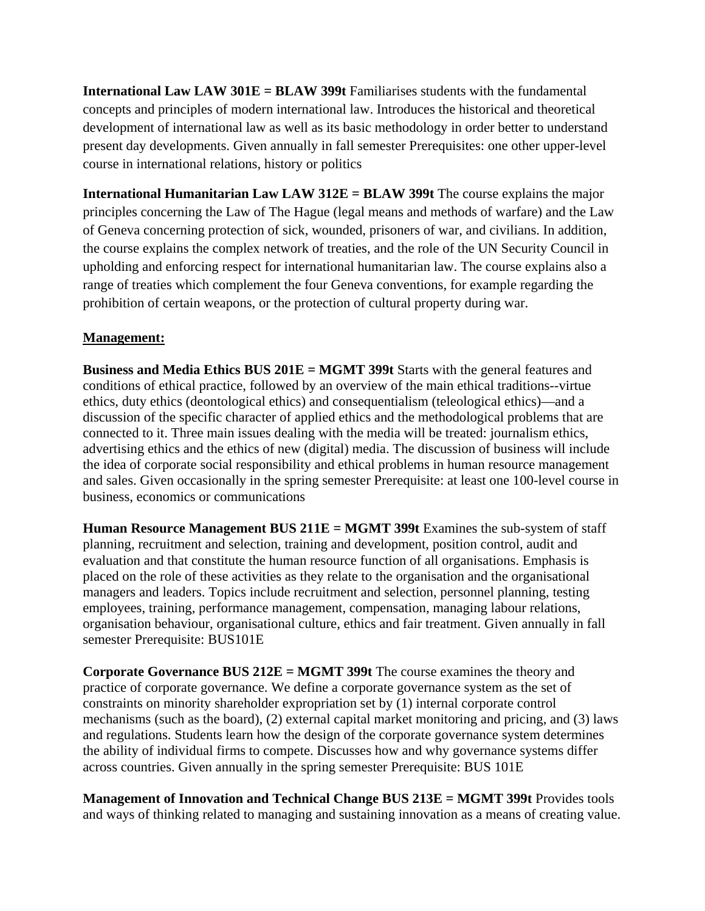**International Law LAW 301E = BLAW 399t** Familiarises students with the fundamental concepts and principles of modern international law. Introduces the historical and theoretical development of international law as well as its basic methodology in order better to understand present day developments. Given annually in fall semester Prerequisites: one other upper-level course in international relations, history or politics

**International Humanitarian Law LAW 312E = BLAW 399t** The course explains the major principles concerning the Law of The Hague (legal means and methods of warfare) and the Law of Geneva concerning protection of sick, wounded, prisoners of war, and civilians. In addition, the course explains the complex network of treaties, and the role of the UN Security Council in upholding and enforcing respect for international humanitarian law. The course explains also a range of treaties which complement the four Geneva conventions, for example regarding the prohibition of certain weapons, or the protection of cultural property during war.

**Management:**

**Business and Media Ethics BUS 201E = MGMT 399t** Starts with the general features and conditions of ethical practice, followed by an overview of the main ethical traditions--virtue ethics, duty ethics (deontological ethics) and consequentialism (teleological ethics)—and a discussion of the specific character of applied ethics and the methodological problems that are connected to it. Three main issues dealing with the media will be treated: journalism ethics, advertising ethics and the ethics of new (digital) media. The discussion of business will include the idea of corporate social responsibility and ethical problems in human resource management and sales. Given occasionally in the spring semester Prerequisite: at least one 100-level course in business, economics or communications

**Human Resource Management BUS 211E = MGMT 399t** Examines the sub-system of staff planning, recruitment and selection, training and development, position control, audit and evaluation and that constitute the human resource function of all organisations. Emphasis is placed on the role of these activities as they relate to the organisation and the organisational managers and leaders. Topics include recruitment and selection, personnel planning, testing employees, training, performance management, compensation, managing labour relations, organisation behaviour, organisational culture, ethics and fair treatment. Given annually in fall semester Prerequisite: BUS101E

**Corporate Governance BUS 212E = MGMT 399t** The course examines the theory and practice of corporate governance. We define a corporate governance system as the set of constraints on minority shareholder expropriation set by (1) internal corporate control mechanisms (such as the board), (2) external capital market monitoring and pricing, and (3) laws and regulations. Students learn how the design of the corporate governance system determines the ability of individual firms to compete. Discusses how and why governance systems differ across countries. Given annually in the spring semester Prerequisite: BUS 101E

**Management of Innovation and Technical Change BUS 213E = MGMT 399t** Provides tools and ways of thinking related to managing and sustaining innovation as a means of creating value.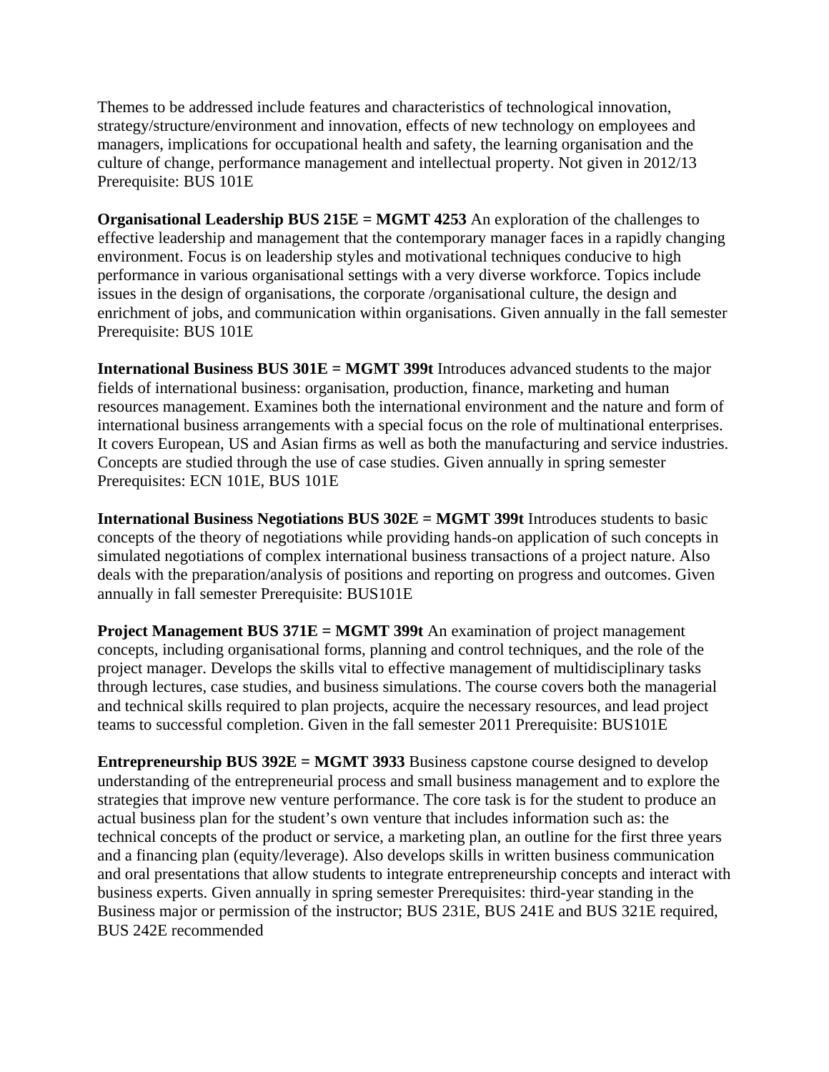Themes to be addressed include features and characteristics of technological innovation, strategy/structure/environment and innovation, effects of new technology on employees and managers, implications for occupational health and safety, the learning organisation and the culture of change, performance management and intellectual property. Not given in 2012/13 Prerequisite: BUS 101E

**Organisational Leadership BUS 215E = MGMT 4253** An exploration of the challenges to effective leadership and management that the contemporary manager faces in a rapidly changing environment. Focus is on leadership styles and motivational techniques conducive to high performance in various organisational settings with a very diverse workforce. Topics include issues in the design of organisations, the corporate /organisational culture, the design and enrichment of jobs, and communication within organisations. Given annually in the fall semester Prerequisite: BUS 101E

**International Business BUS 301E = MGMT 399t** Introduces advanced students to the major fields of international business: organisation, production, finance, marketing and human resources management. Examines both the international environment and the nature and form of international business arrangements with a special focus on the role of multinational enterprises. It covers European, US and Asian firms as well as both the manufacturing and service industries. Concepts are studied through the use of case studies. Given annually in spring semester Prerequisites: ECN 101E, BUS 101E

**International Business Negotiations BUS 302E = MGMT 399t** Introduces students to basic concepts of the theory of negotiations while providing hands-on application of such concepts in simulated negotiations of complex international business transactions of a project nature. Also deals with the preparation/analysis of positions and reporting on progress and outcomes. Given annually in fall semester Prerequisite: BUS101E

**Project Management BUS 371E = MGMT 399t** An examination of project management concepts, including organisational forms, planning and control techniques, and the role of the project manager. Develops the skills vital to effective management of multidisciplinary tasks through lectures, case studies, and business simulations. The course covers both the managerial and technical skills required to plan projects, acquire the necessary resources, and lead project teams to successful completion. Given in the fall semester 2011 Prerequisite: BUS101E

**Entrepreneurship BUS 392E = MGMT 3933** Business capstone course designed to develop understanding of the entrepreneurial process and small business management and to explore the strategies that improve new venture performance. The core task is for the student to produce an actual business plan for the student's own venture that includes information such as: the technical concepts of the product or service, a marketing plan, an outline for the first three years and a financing plan (equity/leverage). Also develops skills in written business communication and oral presentations that allow students to integrate entrepreneurship concepts and interact with business experts. Given annually in spring semester Prerequisites: third-year standing in the Business major or permission of the instructor; BUS 231E, BUS 241E and BUS 321E required, BUS 242E recommended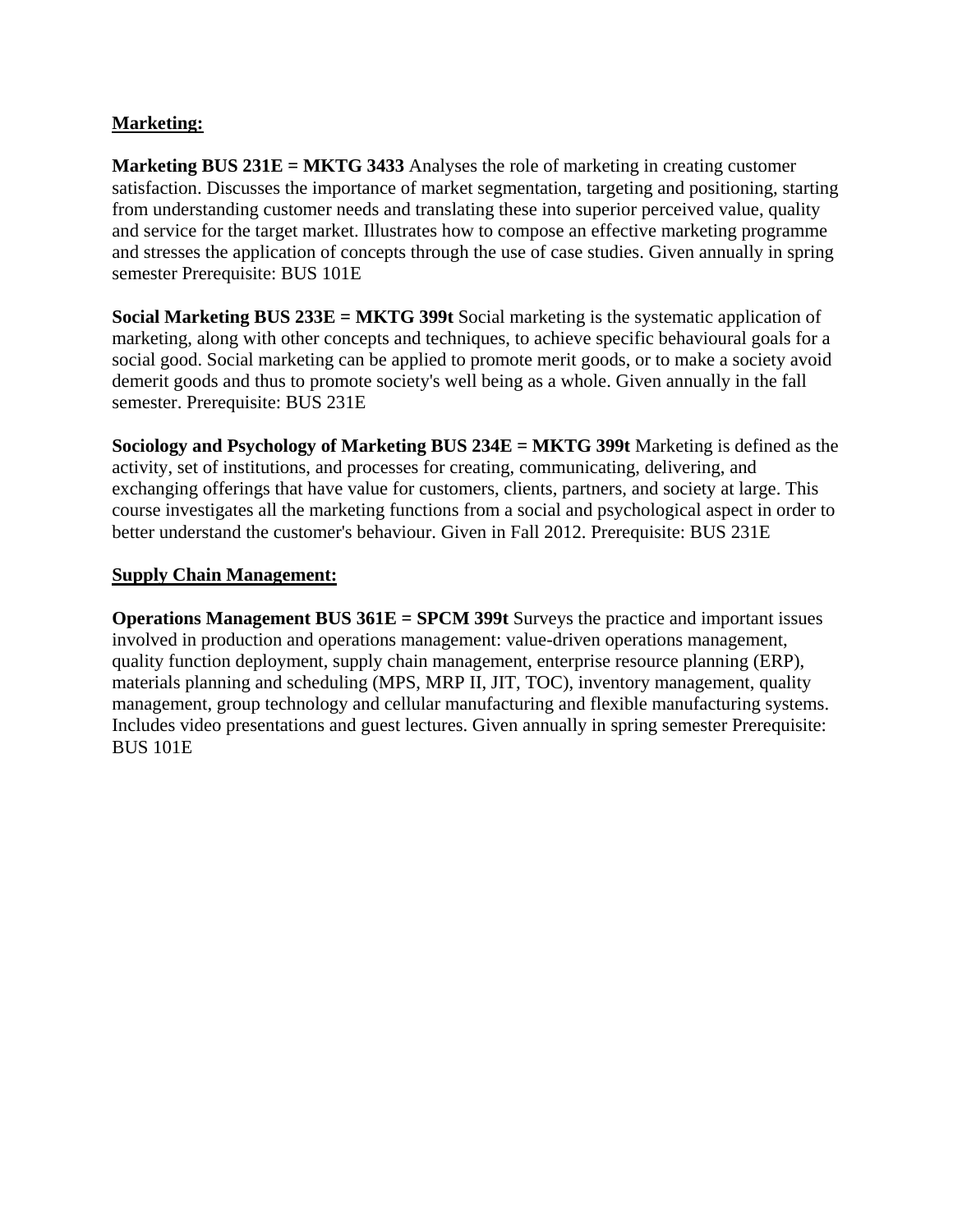**<u>Marketing:</u>**

**Marketing BUS 231E = MKTG 3433** Analyses the role of marketing in creating customer satisfaction. Discusses the importance of market segmentation, targeting and positioning, starting from understanding customer needs and translating these into superior perceived value, quality and service for the target market. Illustrates how to compose an effective marketing programme and stresses the application of concepts through the use of case studies. Given annually in spring semester Prerequisite: BUS 101E

**Social Marketing BUS 233E = MKTG 399t** Social marketing is the systematic application of marketing, along with other concepts and techniques, to achieve specific behavioural goals for a social good. Social marketing can be applied to promote merit goods, or to make a society avoid demerit goods and thus to promote society's well being as a whole. Given annually in the fall semester. Prerequisite: BUS 231E

**Sociology and Psychology of Marketing BUS 234E = MKTG 399t** Marketing is defined as the activity, set of institutions, and processes for creating, communicating, delivering, and exchanging offerings that have value for customers, clients, partners, and society at large. This course investigates all the marketing functions from a social and psychological aspect in order to better understand the customer's behaviour. Given in Fall 2012. Prerequisite: BUS 231E

**<u>Supply Chain Management:</u>**

**Operations Management BUS 361E = SPCM 399t** Surveys the practice and important issues involved in production and operations management: value-driven operations management, quality function deployment, supply chain management, enterprise resource planning (ERP), materials planning and scheduling (MPS, MRP II, JIT, TOC), inventory management, quality management, group technology and cellular manufacturing and flexible manufacturing systems. Includes video presentations and guest lectures. Given annually in spring semester Prerequisite: BUS 101E